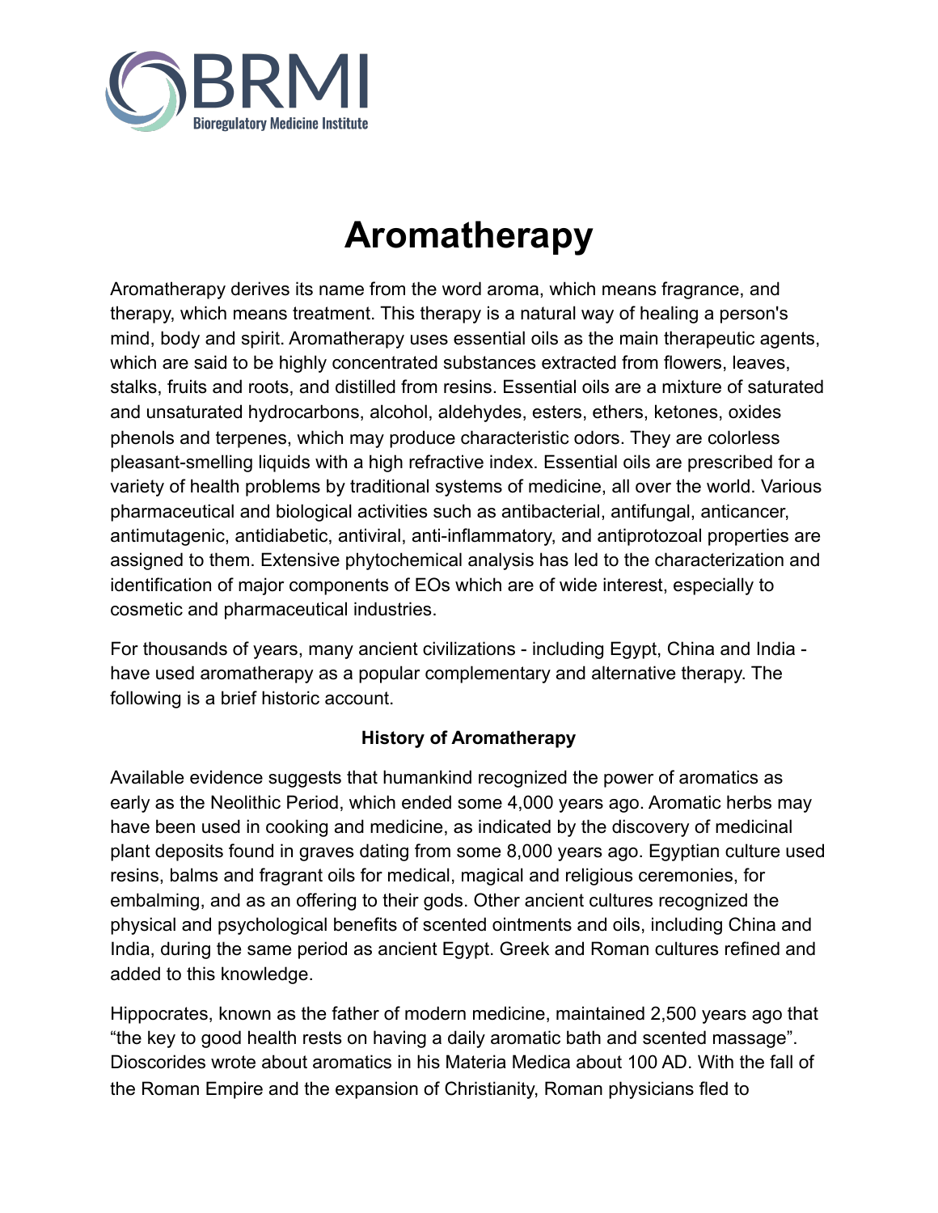# Aromatherapy

Aromatherapy derives its name from the word aroma, which means fragrance, and therapy, which means treatment. This therapy is a natural way of healing a person's mind, body and spirit. Aromatherapy uses essential oils as the main therapeutic agents, which are said to be highly concentrated substances extracted from flowers, leaves, stalks, fruits and roots, and distilled from resins. Essential oils are a mixture of saturated and unsaturated hydrocarbons, alcohol, aldehydes, esters, ethers, ketones, oxides phenols and terpenes, which may produce characteristic odors. They are colorless pleasant-smelling liquids with a high refractive index. Essential oils are prescribed for a variety of health problems by traditional systems of medicine, all over the world. Various pharmaceutical and biological activities such as antibacterial, antifungal, anticancer, antimutagenic, antidiabetic, antiviral, anti-inflammatory, and antiprotozoal properties are assigned to them. Extensive phytochemical analysis has led to the characterization and identification of major components of EOs which are of wide interest, especially to cosmetic and pharmaceutical industries.

For thousands of years, many ancient civilizations - including Egypt, China and India - have used aromatherapy as a popular complementary and alternative therapy. The following is a brief historic account.

### History of Aromatherapy

Available evidence suggests that humankind recognized the power of aromatics as early as the Neolithic Period, which ended some 4,000 years ago. Aromatic herbs may have been used in cooking and medicine, as indicated by the discovery of medicinal plant deposits found in graves dating from some 8,000 years ago. Egyptian culture used resins, balms and fragrant oils for medical, magical and religious ceremonies, for embalming, and as an offering to their gods. Other ancient cultures recognized the physical and psychological benefits of scented ointments and oils, including China and India, during the same period as ancient Egypt. Greek and Roman cultures refined and added to this knowledge.

Hippocrates, known as the father of modern medicine, maintained 2,500 years ago that "the key to good health rests on having a daily aromatic bath and scented massage". Dioscorides wrote about aromatics in his Materia Medica about 100 AD. With the fall of the Roman Empire and the expansion of Christianity, Roman physicians fled to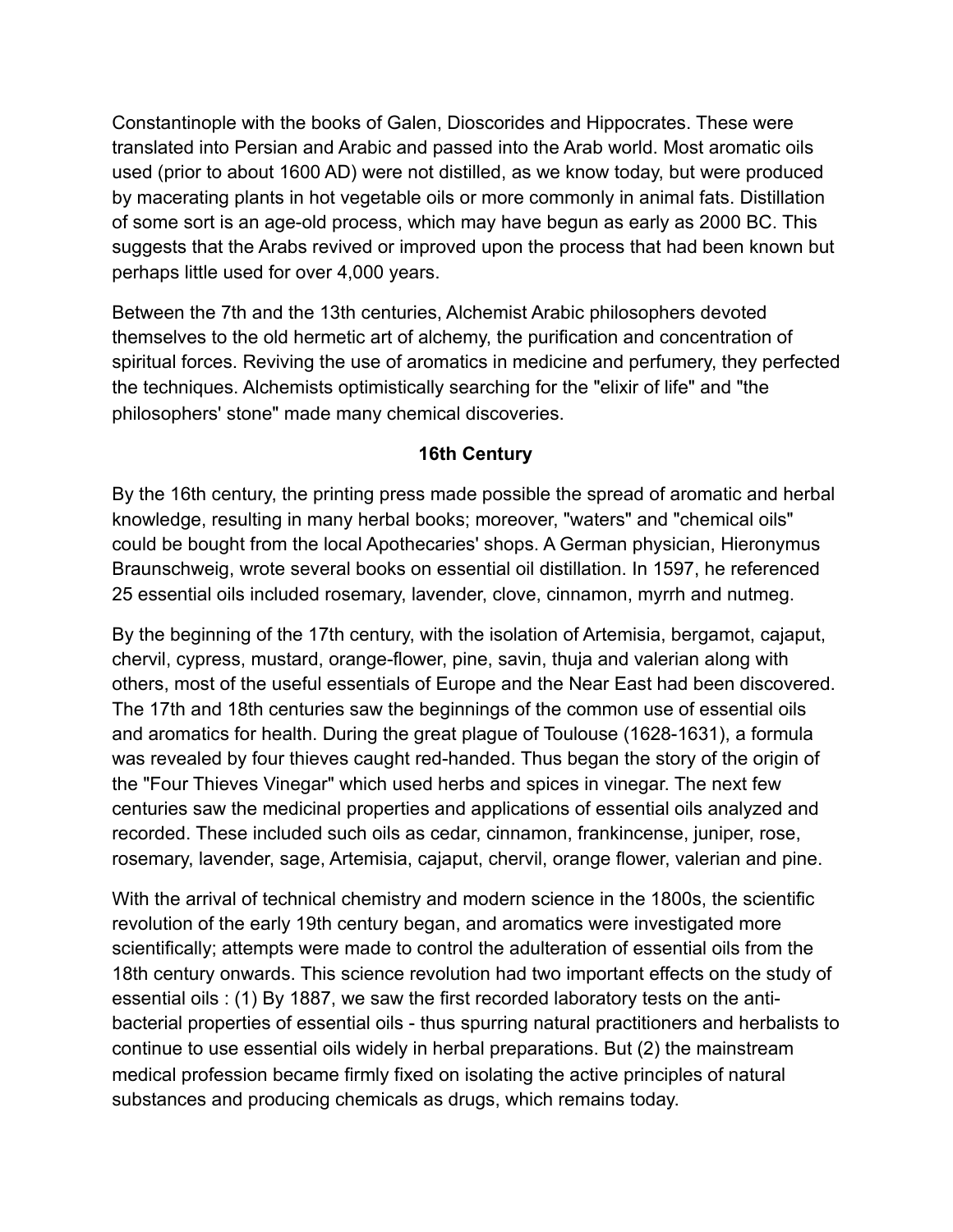Constantinople with the books of Galen, Dioscorides and Hippocrates. These were translated into Persian and Arabic and passed into the Arab world. Most aromatic oils used (prior to about 1600 AD) were not distilled, as we know today, but were produced by macerating plants in hot vegetable oils or more commonly in animal fats. Distillation of some sort is an age-old process, which may have begun as early as 2000 BC. This suggests that the Arabs revived or improved upon the process that had been known but perhaps little used for over 4,000 years.

Between the 7th and the 13th centuries, Alchemist Arabic philosophers devoted themselves to the old hermetic art of alchemy, the purification and concentration of spiritual forces. Reviving the use of aromatics in medicine and perfumery, they perfected the techniques. Alchemists optimistically searching for the "elixir of life" and "the philosophers' stone" made many chemical discoveries.

**16th Century**

By the 16th century, the printing press made possible the spread of aromatic and herbal knowledge, resulting in many herbal books; moreover, "waters" and "chemical oils" could be bought from the local Apothecaries' shops. A German physician, Hieronymus Braunschweig, wrote several books on essential oil distillation. In 1597, he referenced 25 essential oils included rosemary, lavender, clove, cinnamon, myrrh and nutmeg.

By the beginning of the 17th century, with the isolation of Artemisia, bergamot, cajaput, chervil, cypress, mustard, orange-flower, pine, savin, thuja and valerian along with others, most of the useful essentials of Europe and the Near East had been discovered. The 17th and 18th centuries saw the beginnings of the common use of essential oils and aromatics for health. During the great plague of Toulouse (1628-1631), a formula was revealed by four thieves caught red-handed. Thus began the story of the origin of the "Four Thieves Vinegar" which used herbs and spices in vinegar. The next few centuries saw the medicinal properties and applications of essential oils analyzed and recorded. These included such oils as cedar, cinnamon, frankincense, juniper, rose, rosemary, lavender, sage, Artemisia, cajaput, chervil, orange flower, valerian and pine.

With the arrival of technical chemistry and modern science in the 1800s, the scientific revolution of the early 19th century began, and aromatics were investigated more scientifically; attempts were made to control the adulteration of essential oils from the 18th century onwards. This science revolution had two important effects on the study of essential oils : (1) By 1887, we saw the first recorded laboratory tests on the anti-bacterial properties of essential oils - thus spurring natural practitioners and herbalists to continue to use essential oils widely in herbal preparations. But (2) the mainstream medical profession became firmly fixed on isolating the active principles of natural substances and producing chemicals as drugs, which remains today.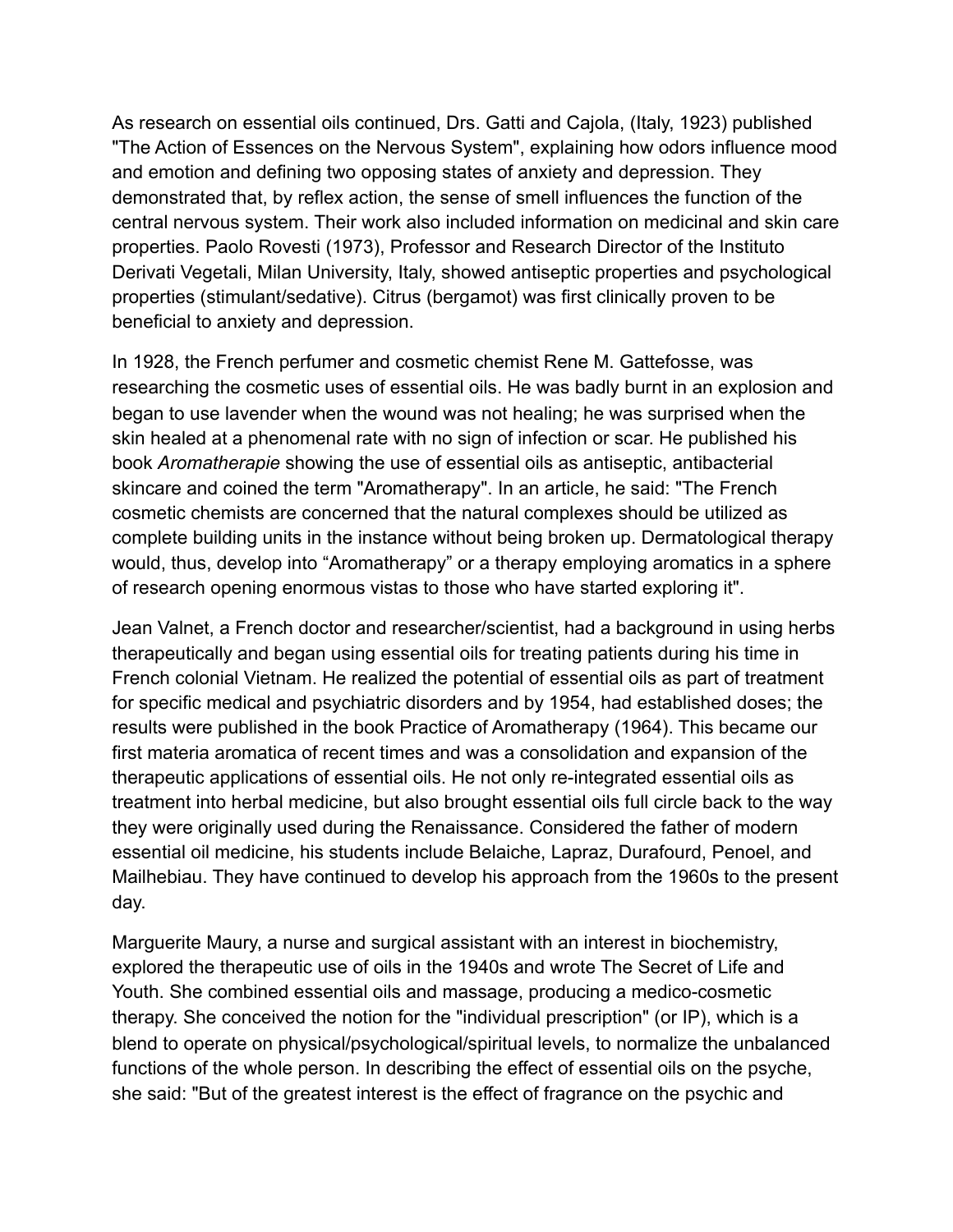As research on essential oils continued, Drs. Gatti and Cajola, (Italy, 1923) published "The Action of Essences on the Nervous System", explaining how odors influence mood and emotion and defining two opposing states of anxiety and depression. They demonstrated that, by reflex action, the sense of smell influences the function of the central nervous system. Their work also included information on medicinal and skin care properties. Paolo Rovesti (1973), Professor and Research Director of the Instituto Derivati Vegetali, Milan University, Italy, showed antiseptic properties and psychological properties (stimulant/sedative). Citrus (bergamot) was first clinically proven to be beneficial to anxiety and depression.

In 1928, the French perfumer and cosmetic chemist Rene M. Gattefosse, was researching the cosmetic uses of essential oils. He was badly burnt in an explosion and began to use lavender when the wound was not healing; he was surprised when the skin healed at a phenomenal rate with no sign of infection or scar. He published his book *Aromatherapie* showing the use of essential oils as antiseptic, antibacterial skincare and coined the term "Aromatherapy". In an article, he said: "The French cosmetic chemists are concerned that the natural complexes should be utilized as complete building units in the instance without being broken up. Dermatological therapy would, thus, develop into "Aromatherapy" or a therapy employing aromatics in a sphere of research opening enormous vistas to those who have started exploring it".

Jean Valnet, a French doctor and researcher/scientist, had a background in using herbs therapeutically and began using essential oils for treating patients during his time in French colonial Vietnam. He realized the potential of essential oils as part of treatment for specific medical and psychiatric disorders and by 1954, had established doses; the results were published in the book Practice of Aromatherapy (1964). This became our first materia aromatica of recent times and was a consolidation and expansion of the therapeutic applications of essential oils. He not only re-integrated essential oils as treatment into herbal medicine, but also brought essential oils full circle back to the way they were originally used during the Renaissance. Considered the father of modern essential oil medicine, his students include Belaiche, Lapraz, Durafourd, Penoel, and Mailhebiau. They have continued to develop his approach from the 1960s to the present day.

Marguerite Maury, a nurse and surgical assistant with an interest in biochemistry, explored the therapeutic use of oils in the 1940s and wrote The Secret of Life and Youth. She combined essential oils and massage, producing a medico-cosmetic therapy. She conceived the notion for the "individual prescription" (or IP), which is a blend to operate on physical/psychological/spiritual levels, to normalize the unbalanced functions of the whole person. In describing the effect of essential oils on the psyche, she said: "But of the greatest interest is the effect of fragrance on the psychic and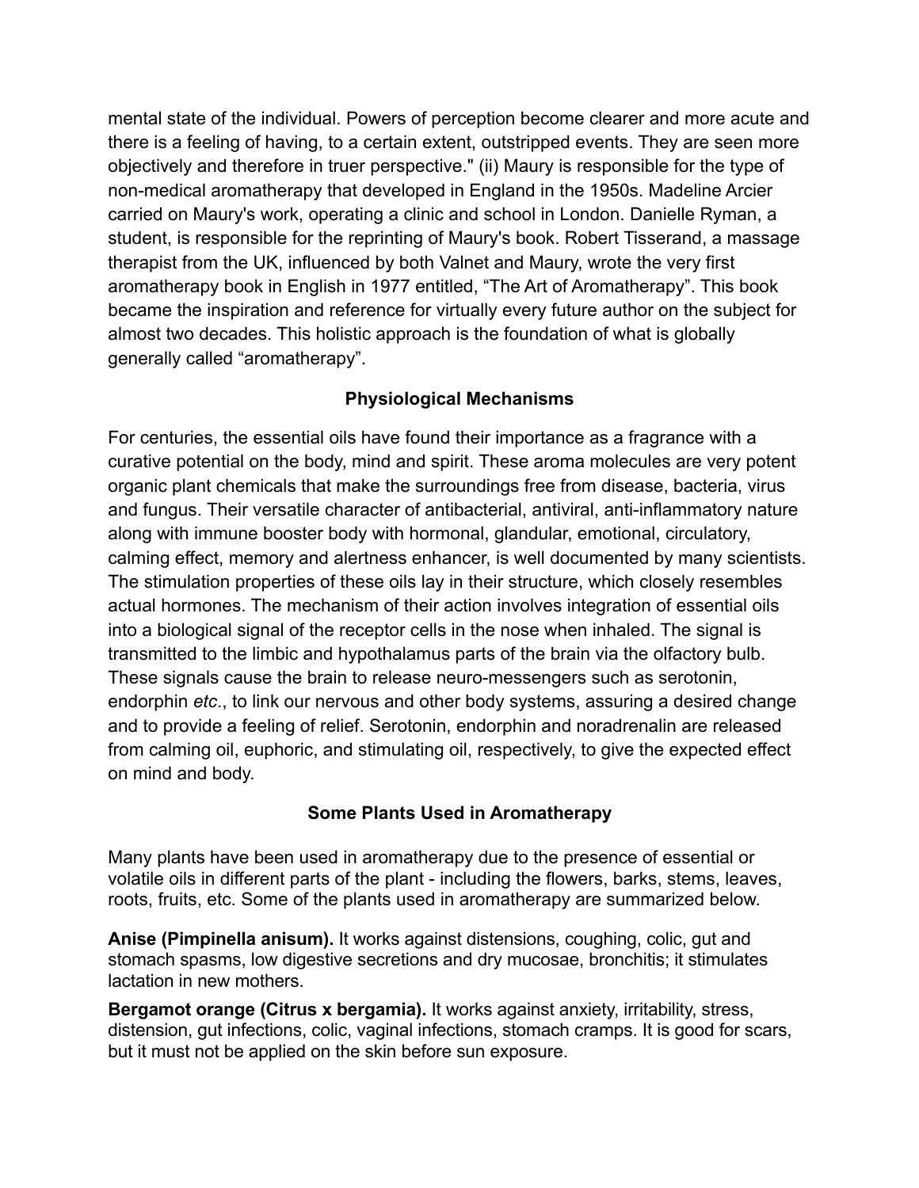mental state of the individual. Powers of perception become clearer and more acute and there is a feeling of having, to a certain extent, outstripped events. They are seen more objectively and therefore in truer perspective." (ii) Maury is responsible for the type of non-medical aromatherapy that developed in England in the 1950s. Madeline Arcier carried on Maury's work, operating a clinic and school in London. Danielle Ryman, a student, is responsible for the reprinting of Maury's book. Robert Tisserand, a massage therapist from the UK, influenced by both Valnet and Maury, wrote the very first aromatherapy book in English in 1977 entitled, "The Art of Aromatherapy". This book became the inspiration and reference for virtually every future author on the subject for almost two decades. This holistic approach is the foundation of what is globally generally called "aromatherapy".

## Physiological Mechanisms

For centuries, the essential oils have found their importance as a fragrance with a curative potential on the body, mind and spirit. These aroma molecules are very potent organic plant chemicals that make the surroundings free from disease, bacteria, virus and fungus. Their versatile character of antibacterial, antiviral, anti-inflammatory nature along with immune booster body with hormonal, glandular, emotional, circulatory, calming effect, memory and alertness enhancer, is well documented by many scientists. The stimulation properties of these oils lay in their structure, which closely resembles actual hormones. The mechanism of their action involves integration of essential oils into a biological signal of the receptor cells in the nose when inhaled. The signal is transmitted to the limbic and hypothalamus parts of the brain via the olfactory bulb. These signals cause the brain to release neuro-messengers such as serotonin, endorphin *etc*., to link our nervous and other body systems, assuring a desired change and to provide a feeling of relief. Serotonin, endorphin and noradrenalin are released from calming oil, euphoric, and stimulating oil, respectively, to give the expected effect on mind and body.

## Some Plants Used in Aromatherapy

Many plants have been used in aromatherapy due to the presence of essential or volatile oils in different parts of the plant - including the flowers, barks, stems, leaves, roots, fruits, etc. Some of the plants used in aromatherapy are summarized below.

**Anise (Pimpinella anisum).** It works against distensions, coughing, colic, gut and stomach spasms, low digestive secretions and dry mucosae, bronchitis; it stimulates lactation in new mothers.

**Bergamot orange (Citrus x bergamia).** It works against anxiety, irritability, stress, distension, gut infections, colic, vaginal infections, stomach cramps. It is good for scars, but it must not be applied on the skin before sun exposure.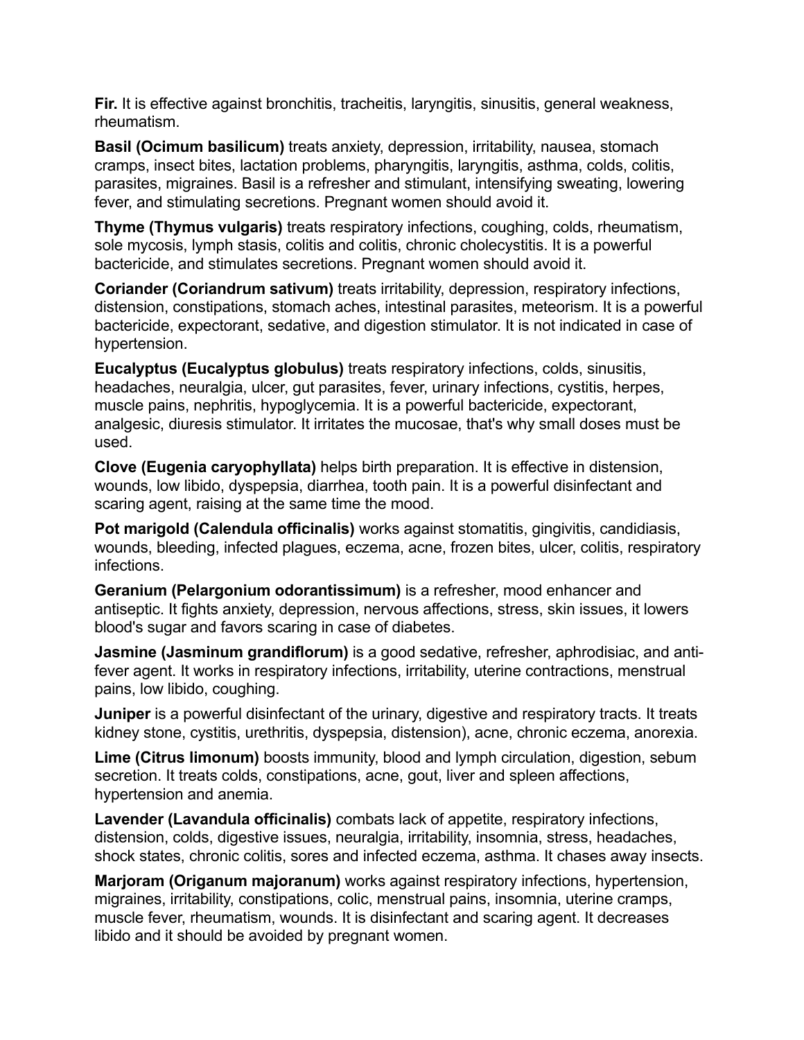**Fir.** It is effective against bronchitis, tracheitis, laryngitis, sinusitis, general weakness, rheumatism.

**Basil (Ocimum basilicum)** treats anxiety, depression, irritability, nausea, stomach cramps, insect bites, lactation problems, pharyngitis, laryngitis, asthma, colds, colitis, parasites, migraines. Basil is a refresher and stimulant, intensifying sweating, lowering fever, and stimulating secretions. Pregnant women should avoid it.

**Thyme (Thymus vulgaris)** treats respiratory infections, coughing, colds, rheumatism, sole mycosis, lymph stasis, colitis and colitis, chronic cholecystitis. It is a powerful bactericide, and stimulates secretions. Pregnant women should avoid it.

**Coriander (Coriandrum sativum)** treats irritability, depression, respiratory infections, distension, constipations, stomach aches, intestinal parasites, meteorism. It is a powerful bactericide, expectorant, sedative, and digestion stimulator. It is not indicated in case of hypertension.

**Eucalyptus (Eucalyptus globulus)** treats respiratory infections, colds, sinusitis, headaches, neuralgia, ulcer, gut parasites, fever, urinary infections, cystitis, herpes, muscle pains, nephritis, hypoglycemia. It is a powerful bactericide, expectorant, analgesic, diuresis stimulator. It irritates the mucosae, that's why small doses must be used.

**Clove (Eugenia caryophyllata)** helps birth preparation. It is effective in distension, wounds, low libido, dyspepsia, diarrhea, tooth pain. It is a powerful disinfectant and scaring agent, raising at the same time the mood.

**Pot marigold (Calendula officinalis)** works against stomatitis, gingivitis, candidiasis, wounds, bleeding, infected plagues, eczema, acne, frozen bites, ulcer, colitis, respiratory infections.

**Geranium (Pelargonium odorantissimum)** is a refresher, mood enhancer and antiseptic. It fights anxiety, depression, nervous affections, stress, skin issues, it lowers blood's sugar and favors scaring in case of diabetes.

**Jasmine (Jasminum grandiflorum)** is a good sedative, refresher, aphrodisiac, and anti-fever agent. It works in respiratory infections, irritability, uterine contractions, menstrual pains, low libido, coughing.

**Juniper** is a powerful disinfectant of the urinary, digestive and respiratory tracts. It treats kidney stone, cystitis, urethritis, dyspepsia, distension), acne, chronic eczema, anorexia.

**Lime (Citrus limonum)** boosts immunity, blood and lymph circulation, digestion, sebum secretion. It treats colds, constipations, acne, gout, liver and spleen affections, hypertension and anemia.

**Lavender (Lavandula officinalis)** combats lack of appetite, respiratory infections, distension, colds, digestive issues, neuralgia, irritability, insomnia, stress, headaches, shock states, chronic colitis, sores and infected eczema, asthma. It chases away insects.

**Marjoram (Origanum majoranum)** works against respiratory infections, hypertension, migraines, irritability, constipations, colic, menstrual pains, insomnia, uterine cramps, muscle fever, rheumatism, wounds. It is disinfectant and scaring agent. It decreases libido and it should be avoided by pregnant women.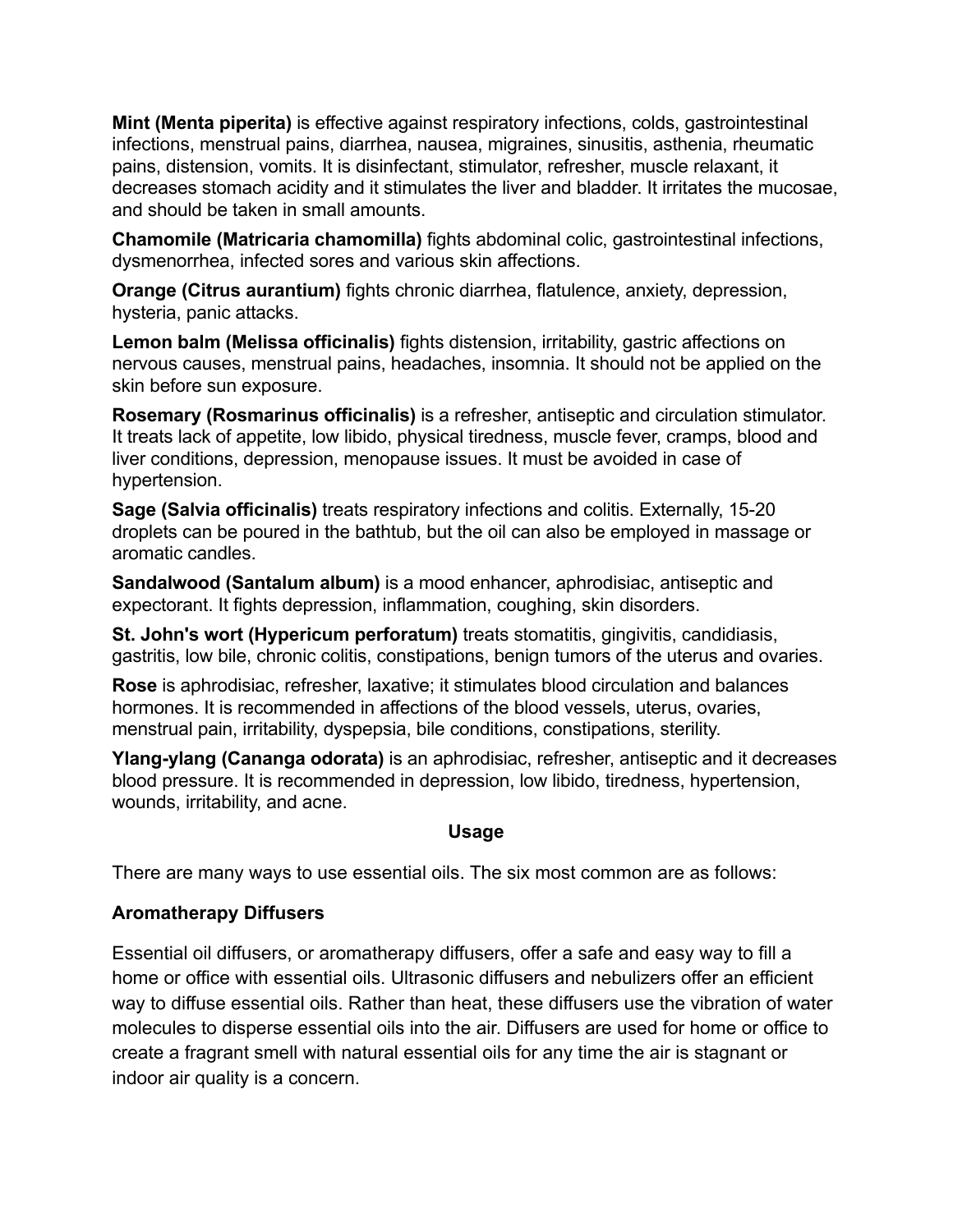**Mint (Menta piperita)** is effective against respiratory infections, colds, gastrointestinal infections, menstrual pains, diarrhea, nausea, migraines, sinusitis, asthenia, rheumatic pains, distension, vomits. It is disinfectant, stimulator, refresher, muscle relaxant, it decreases stomach acidity and it stimulates the liver and bladder. It irritates the mucosae, and should be taken in small amounts.

**Chamomile (Matricaria chamomilla)** fights abdominal colic, gastrointestinal infections, dysmenorrhea, infected sores and various skin affections.

**Orange (Citrus aurantium)** fights chronic diarrhea, flatulence, anxiety, depression, hysteria, panic attacks.

**Lemon balm (Melissa officinalis)** fights distension, irritability, gastric affections on nervous causes, menstrual pains, headaches, insomnia. It should not be applied on the skin before sun exposure.

**Rosemary (Rosmarinus officinalis)** is a refresher, antiseptic and circulation stimulator. It treats lack of appetite, low libido, physical tiredness, muscle fever, cramps, blood and liver conditions, depression, menopause issues. It must be avoided in case of hypertension.

**Sage (Salvia officinalis)** treats respiratory infections and colitis. Externally, 15-20 droplets can be poured in the bathtub, but the oil can also be employed in massage or aromatic candles.

**Sandalwood (Santalum album)** is a mood enhancer, aphrodisiac, antiseptic and expectorant. It fights depression, inflammation, coughing, skin disorders.

**St. John's wort (Hypericum perforatum)** treats stomatitis, gingivitis, candidiasis, gastritis, low bile, chronic colitis, constipations, benign tumors of the uterus and ovaries.

**Rose** is aphrodisiac, refresher, laxative; it stimulates blood circulation and balances hormones. It is recommended in affections of the blood vessels, uterus, ovaries, menstrual pain, irritability, dyspepsia, bile conditions, constipations, sterility.

**Ylang-ylang (Cananga odorata)** is an aphrodisiac, refresher, antiseptic and it decreases blood pressure. It is recommended in depression, low libido, tiredness, hypertension, wounds, irritability, and acne.

## Usage

There are many ways to use essential oils. The six most common are as follows:

### Aromatherapy Diffusers

Essential oil diffusers, or aromatherapy diffusers, offer a safe and easy way to fill a home or office with essential oils. Ultrasonic diffusers and nebulizers offer an efficient way to diffuse essential oils. Rather than heat, these diffusers use the vibration of water molecules to disperse essential oils into the air. Diffusers are used for home or office to create a fragrant smell with natural essential oils for any time the air is stagnant or indoor air quality is a concern.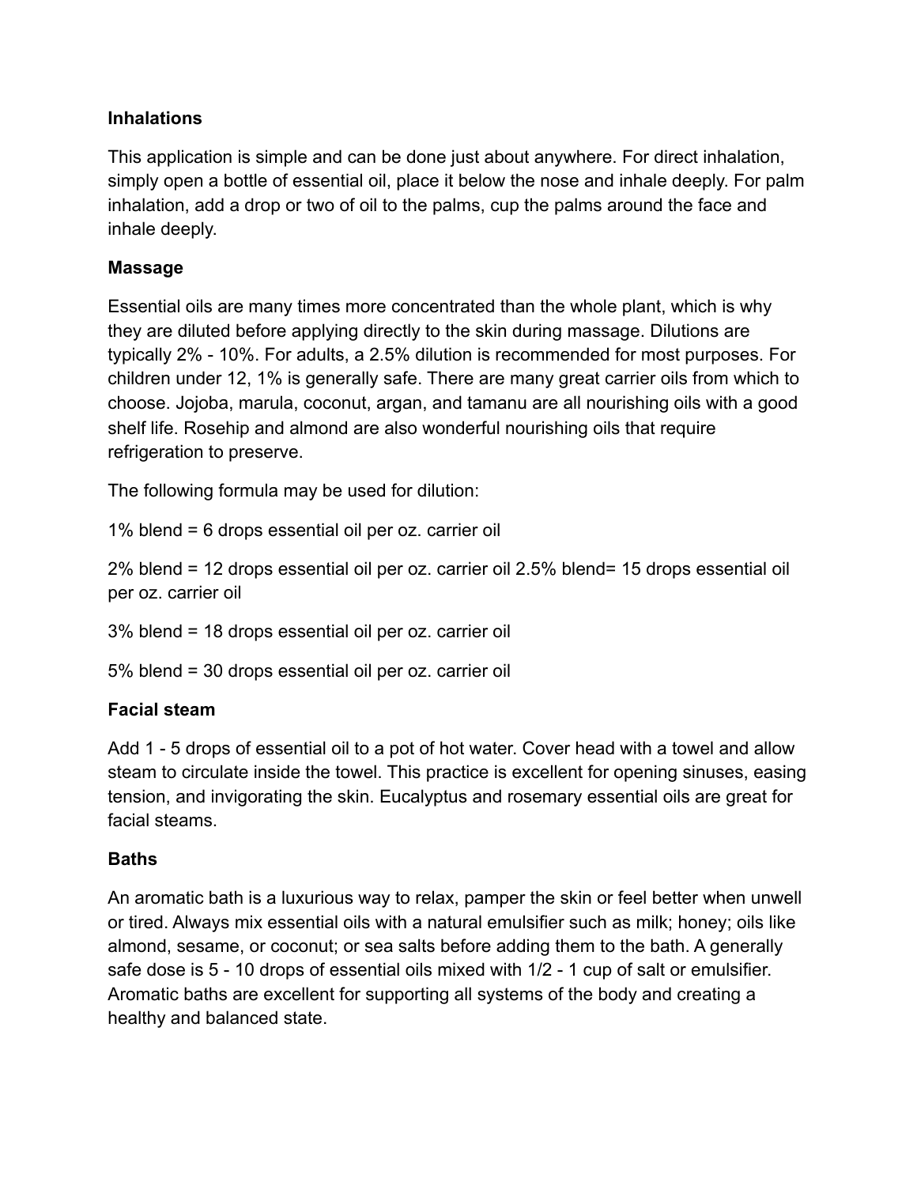**Inhalations**

This application is simple and can be done just about anywhere. For direct inhalation, simply open a bottle of essential oil, place it below the nose and inhale deeply. For palm inhalation, add a drop or two of oil to the palms, cup the palms around the face and inhale deeply.

**Massage**

Essential oils are many times more concentrated than the whole plant, which is why they are diluted before applying directly to the skin during massage. Dilutions are typically 2% - 10%. For adults, a 2.5% dilution is recommended for most purposes. For children under 12, 1% is generally safe. There are many great carrier oils from which to choose. Jojoba, marula, coconut, argan, and tamanu are all nourishing oils with a good shelf life. Rosehip and almond are also wonderful nourishing oils that require refrigeration to preserve.

The following formula may be used for dilution:

1% blend = 6 drops essential oil per oz. carrier oil

2% blend = 12 drops essential oil per oz. carrier oil 2.5% blend= 15 drops essential oil per oz. carrier oil

3% blend = 18 drops essential oil per oz. carrier oil

5% blend = 30 drops essential oil per oz. carrier oil

**Facial steam**

Add 1 - 5 drops of essential oil to a pot of hot water. Cover head with a towel and allow steam to circulate inside the towel. This practice is excellent for opening sinuses, easing tension, and invigorating the skin. Eucalyptus and rosemary essential oils are great for facial steams.

**Baths**

An aromatic bath is a luxurious way to relax, pamper the skin or feel better when unwell or tired. Always mix essential oils with a natural emulsifier such as milk; honey; oils like almond, sesame, or coconut; or sea salts before adding them to the bath. A generally safe dose is 5 - 10 drops of essential oils mixed with 1/2 - 1 cup of salt or emulsifier. Aromatic baths are excellent for supporting all systems of the body and creating a healthy and balanced state.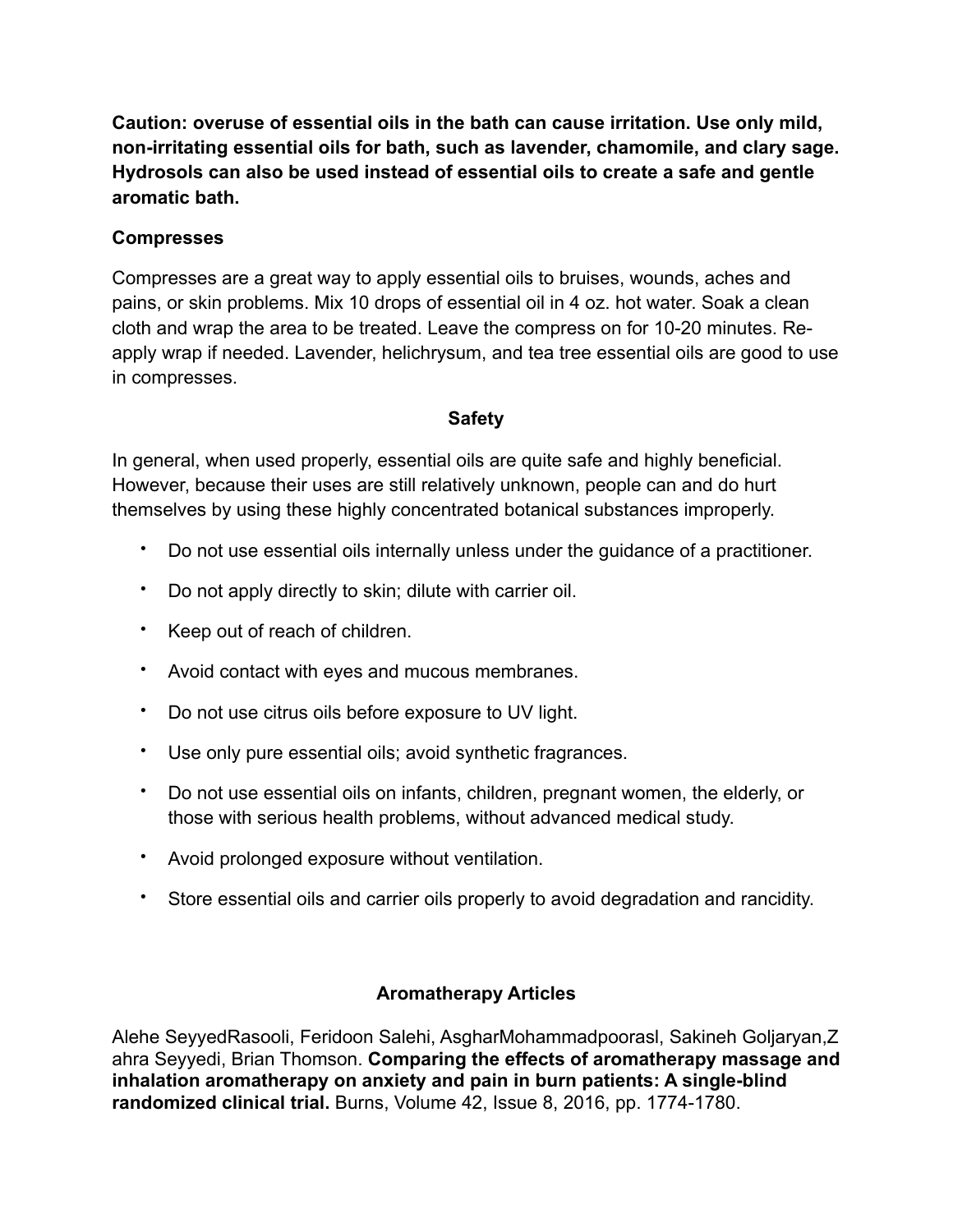**Caution: overuse of essential oils in the bath can cause irritation. Use only mild, non-irritating essential oils for bath, such as lavender, chamomile, and clary sage. Hydrosols can also be used instead of essential oils to create a safe and gentle aromatic bath.**

### Compresses

Compresses are a great way to apply essential oils to bruises, wounds, aches and pains, or skin problems. Mix 10 drops of essential oil in 4 oz. hot water. Soak a clean cloth and wrap the area to be treated. Leave the compress on for 10-20 minutes. Re-apply wrap if needed. Lavender, helichrysum, and tea tree essential oils are good to use in compresses.

## Safety

In general, when used properly, essential oils are quite safe and highly beneficial. However, because their uses are still relatively unknown, people can and do hurt themselves by using these highly concentrated botanical substances improperly.

- Do not use essential oils internally unless under the guidance of a practitioner.
- Do not apply directly to skin; dilute with carrier oil.
- Keep out of reach of children.
- Avoid contact with eyes and mucous membranes.
- Do not use citrus oils before exposure to UV light.
- Use only pure essential oils; avoid synthetic fragrances.
- Do not use essential oils on infants, children, pregnant women, the elderly, or those with serious health problems, without advanced medical study.
- Avoid prolonged exposure without ventilation.
- Store essential oils and carrier oils properly to avoid degradation and rancidity.

## Aromatherapy Articles

Alehe SeyyedRasooli, Feridoon Salehi, AsgharMohammadpoorasl, Sakineh Goljaryan,Zahra Seyyedi, Brian Thomson. **Comparing the effects of aromatherapy massage and inhalation aromatherapy on anxiety and pain in burn patients: A single-blind randomized clinical trial.** Burns, Volume 42, Issue 8, 2016, pp. 1774-1780.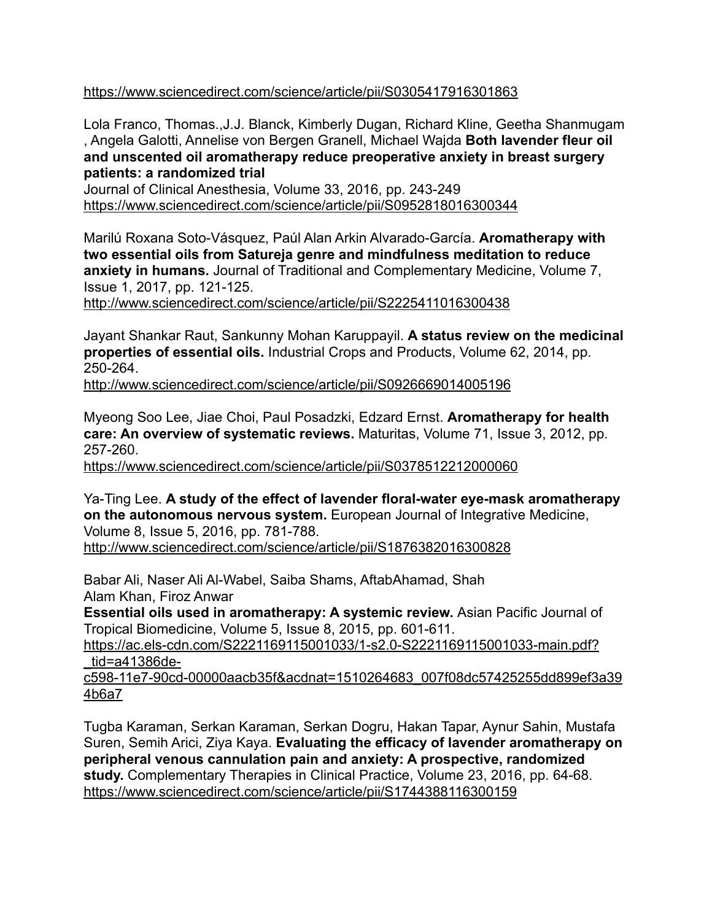https://www.sciencedirect.com/science/article/pii/S0305417916301863

Lola Franco, Thomas.,J.J. Blanck, Kimberly Dugan, Richard Kline, Geetha Shanmugam , Angela Galotti, Annelise von Bergen Granell, Michael Wajda **Both lavender fleur oil and unscented oil aromatherapy reduce preoperative anxiety in breast surgery patients: a randomized trial**
Journal of Clinical Anesthesia, Volume 33, 2016, pp. 243-249
https://www.sciencedirect.com/science/article/pii/S0952818016300344

Marilú Roxana Soto-Vásquez, Paúl Alan Arkin Alvarado-García. **Aromatherapy with two essential oils from Satureja genre and mindfulness meditation to reduce anxiety in humans.** Journal of Traditional and Complementary Medicine, Volume 7, Issue 1, 2017, pp. 121-125.
http://www.sciencedirect.com/science/article/pii/S2225411016300438

Jayant Shankar Raut, Sankunny Mohan Karuppayil. **A status review on the medicinal properties of essential oils.** Industrial Crops and Products, Volume 62, 2014, pp. 250-264.
http://www.sciencedirect.com/science/article/pii/S0926669014005196

Myeong Soo Lee, Jiae Choi, Paul Posadzki, Edzard Ernst. **Aromatherapy for health care: An overview of systematic reviews.** Maturitas, Volume 71, Issue 3, 2012, pp. 257-260.
https://www.sciencedirect.com/science/article/pii/S0378512212000060

Ya-Ting Lee. **A study of the effect of lavender floral-water eye-mask aromatherapy on the autonomous nervous system.** European Journal of Integrative Medicine, Volume 8, Issue 5, 2016, pp. 781-788.
http://www.sciencedirect.com/science/article/pii/S1876382016300828

Babar Ali, Naser Ali Al-Wabel, Saiba Shams, AftabAhamad, Shah Alam Khan, Firoz Anwar
**Essential oils used in aromatherapy: A systemic review.** Asian Pacific Journal of Tropical Biomedicine, Volume 5, Issue 8, 2015, pp. 601-611.
https://ac.els-cdn.com/S2221169115001033/1-s2.0-S2221169115001033-main.pdf?_tid=a41386de-c598-11e7-90cd-00000aacb35f&acdnat=1510264683_007f08dc57425255dd899ef3a394b6a7

Tugba Karaman, Serkan Karaman, Serkan Dogru, Hakan Tapar, Aynur Sahin, Mustafa Suren, Semih Arici, Ziya Kaya. **Evaluating the efficacy of lavender aromatherapy on peripheral venous cannulation pain and anxiety: A prospective, randomized study.** Complementary Therapies in Clinical Practice, Volume 23, 2016, pp. 64-68.
https://www.sciencedirect.com/science/article/pii/S1744388116300159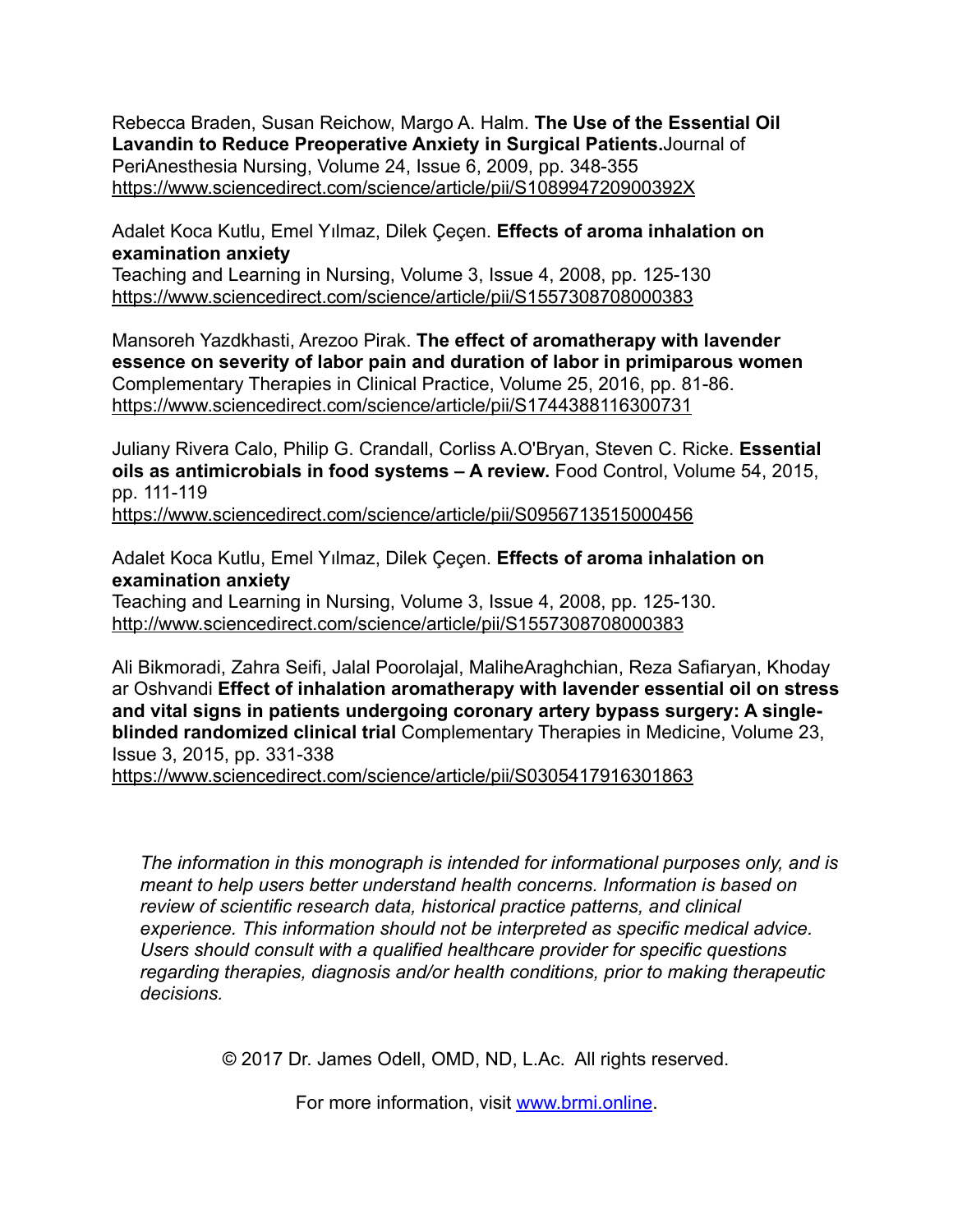Rebecca Braden, Susan Reichow, Margo A. Halm. **The Use of the Essential Oil Lavandin to Reduce Preoperative Anxiety in Surgical Patients.** Journal of PeriAnesthesia Nursing, Volume 24, Issue 6, 2009, pp. 348-355
https://www.sciencedirect.com/science/article/pii/S108994720900392X

Adalet Koca Kutlu, Emel Yılmaz, Dilek Çeçen. **Effects of aroma inhalation on examination anxiety**
Teaching and Learning in Nursing, Volume 3, Issue 4, 2008, pp. 125-130
https://www.sciencedirect.com/science/article/pii/S1557308708000383

Mansoreh Yazdkhasti, Arezoo Pirak. **The effect of aromatherapy with lavender essence on severity of labor pain and duration of labor in primiparous women**
Complementary Therapies in Clinical Practice, Volume 25, 2016, pp. 81-86.
https://www.sciencedirect.com/science/article/pii/S1744388116300731

Juliany Rivera Calo, Philip G. Crandall, Corliss A.O'Bryan, Steven C. Ricke. **Essential oils as antimicrobials in food systems – A review.** Food Control, Volume 54, 2015, pp. 111-119
https://www.sciencedirect.com/science/article/pii/S0956713515000456

Adalet Koca Kutlu, Emel Yılmaz, Dilek Çeçen. **Effects of aroma inhalation on examination anxiety**
Teaching and Learning in Nursing, Volume 3, Issue 4, 2008, pp. 125-130.
http://www.sciencedirect.com/science/article/pii/S1557308708000383

Ali Bikmoradi, Zahra Seifi, Jalal Poorolajal, MaliheAraghchian, Reza Safiaryan, Khodayar Oshvandi **Effect of inhalation aromatherapy with lavender essential oil on stress and vital signs in patients undergoing coronary artery bypass surgery: A single-blinded randomized clinical trial** Complementary Therapies in Medicine, Volume 23, Issue 3, 2015, pp. 331-338
https://www.sciencedirect.com/science/article/pii/S0305417916301863

*The information in this monograph is intended for informational purposes only, and is meant to help users better understand health concerns. Information is based on review of scientific research data, historical practice patterns, and clinical experience. This information should not be interpreted as specific medical advice. Users should consult with a qualified healthcare provider for specific questions regarding therapies, diagnosis and/or health conditions, prior to making therapeutic decisions.*

© 2017 Dr. James Odell, OMD, ND, L.Ac. All rights reserved.

For more information, visit www.brmi.online.